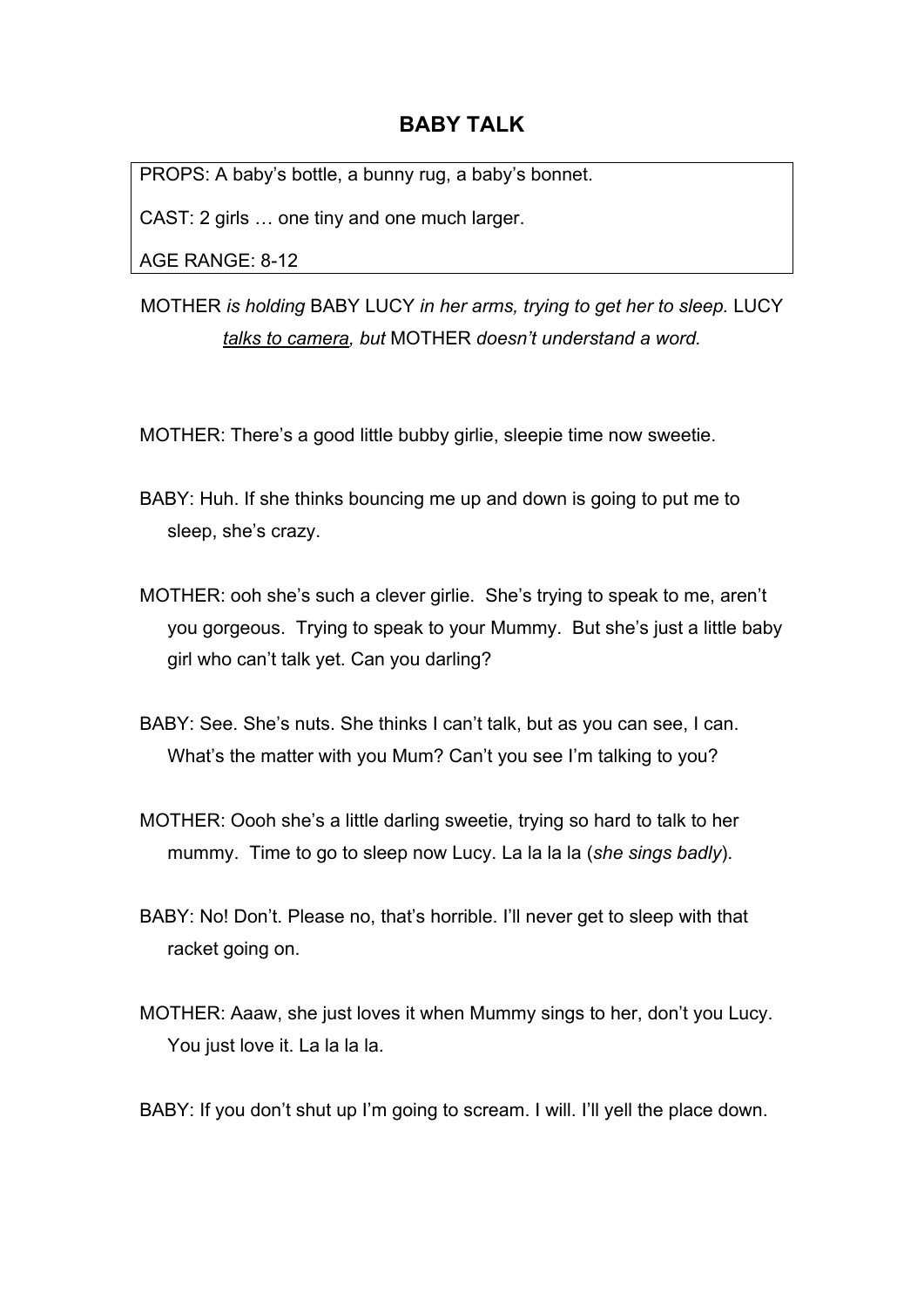# BAY TALK

# BABY TALK

PROPS: A baby's bottle, a bunny rug, a baby's bonnet.

CAST: 2 girls … one tiny and one much larger.

AGE RANGE: 8-12

MOTHER *is holding* BABY LUCY *in her arms, trying to get her to sleep.* LUCY *talks to camera, but* MOTHER *doesn't understand a word.*

MOTHER: There's a good little bubby girlie, sleepie time now sweetie.

BABY: Huh. If she thinks bouncing me up and down is going to put me to sleep, she's crazy.

MOTHER: ooh she's such a clever girlie. She's trying to speak to me, aren't you gorgeous. Trying to speak to your Mummy. But she's just a little baby girl who can't talk yet. Can you darling?

BABY: See. She's nuts. She thinks I can't talk, but as you can see, I can. What's the matter with you Mum? Can't you see I'm talking to you?

MOTHER: Oooh she's a little darling sweetie, trying so hard to talk to her mummy. Time to go to sleep now Lucy. La la la la (*she sings badly*).

BABY: No! Don't. Please no, that's horrible. I'll never get to sleep with that racket going on.

MOTHER: Aaaw, she just loves it when Mummy sings to her, don't you Lucy. You just love it. La la la la.

BABY: If you don't shut up I'm going to scream. I will. I'll yell the place down.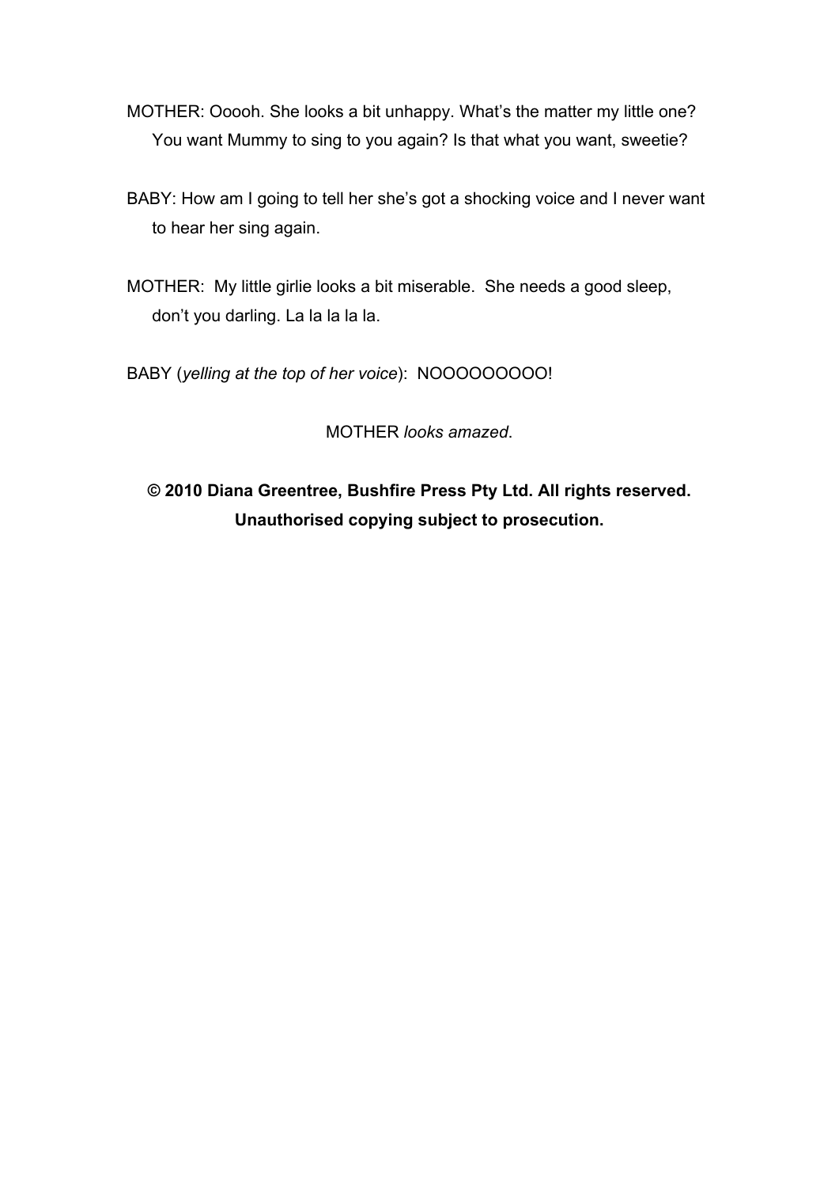MOTHER: Ooooh. She looks a bit unhappy. What's the matter my little one? You want Mummy to sing to you again? Is that what you want, sweetie?

BABY: How am I going to tell her she's got a shocking voice and I never want to hear her sing again.

MOTHER: My little girlie looks a bit miserable. She needs a good sleep, don't you darling. La la la la la.

BABY (*yelling at the top of her voice*): NOOOOOOOOO!

MOTHER *looks amazed*.

**© 2010 Diana Greentree, Bushfire Press Pty Ltd. All rights reserved. Unauthorised copying subject to prosecution.**